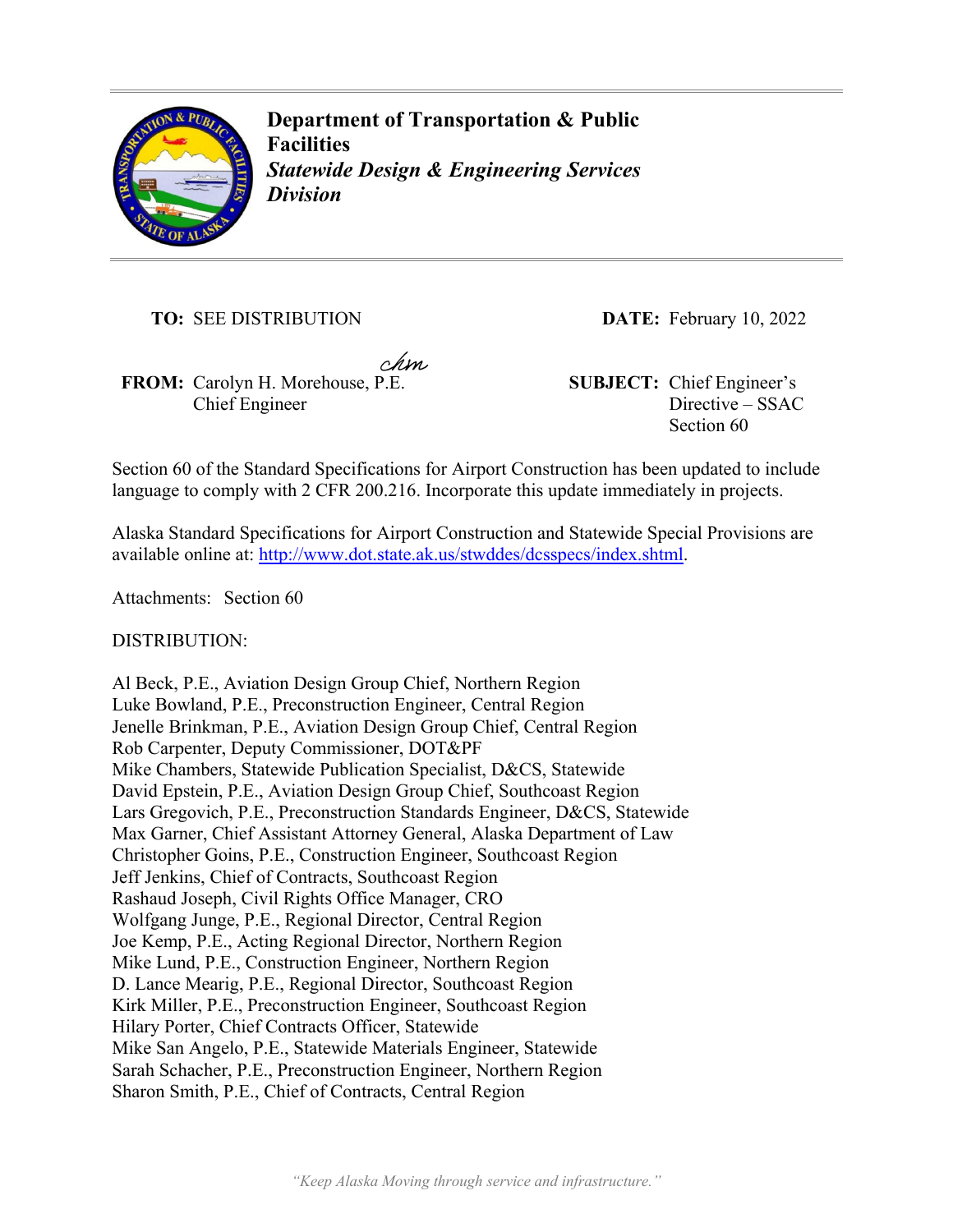**Department of Transportation & Public Facilities**
***Statewide Design & Engineering Services Division***

**TO:** SEE DISTRIBUTION

**DATE:** February 10, 2022

**FROM:** Carolyn H. Morehouse, P.E.
Chief Engineer

**SUBJECT:** Chief Engineer's Directive – SSAC Section 60

Section 60 of the Standard Specifications for Airport Construction has been updated to include language to comply with 2 CFR 200.216. Incorporate this update immediately in projects.

Alaska Standard Specifications for Airport Construction and Statewide Special Provisions are available online at: http://www.dot.state.ak.us/stwddes/dcsspecs/index.shtml.

Attachments: Section 60

DISTRIBUTION:

Al Beck, P.E., Aviation Design Group Chief, Northern Region
Luke Bowland, P.E., Preconstruction Engineer, Central Region
Jenelle Brinkman, P.E., Aviation Design Group Chief, Central Region
Rob Carpenter, Deputy Commissioner, DOT&PF
Mike Chambers, Statewide Publication Specialist, D&CS, Statewide
David Epstein, P.E., Aviation Design Group Chief, Southcoast Region
Lars Gregovich, P.E., Preconstruction Standards Engineer, D&CS, Statewide
Max Garner, Chief Assistant Attorney General, Alaska Department of Law
Christopher Goins, P.E., Construction Engineer, Southcoast Region
Jeff Jenkins, Chief of Contracts, Southcoast Region
Rashaud Joseph, Civil Rights Office Manager, CRO
Wolfgang Junge, P.E., Regional Director, Central Region
Joe Kemp, P.E., Acting Regional Director, Northern Region
Mike Lund, P.E., Construction Engineer, Northern Region
D. Lance Mearig, P.E., Regional Director, Southcoast Region
Kirk Miller, P.E., Preconstruction Engineer, Southcoast Region
Hilary Porter, Chief Contracts Officer, Statewide
Mike San Angelo, P.E., Statewide Materials Engineer, Statewide
Sarah Schacher, P.E., Preconstruction Engineer, Northern Region
Sharon Smith, P.E., Chief of Contracts, Central Region

*"Keep Alaska Moving through service and infrastructure."*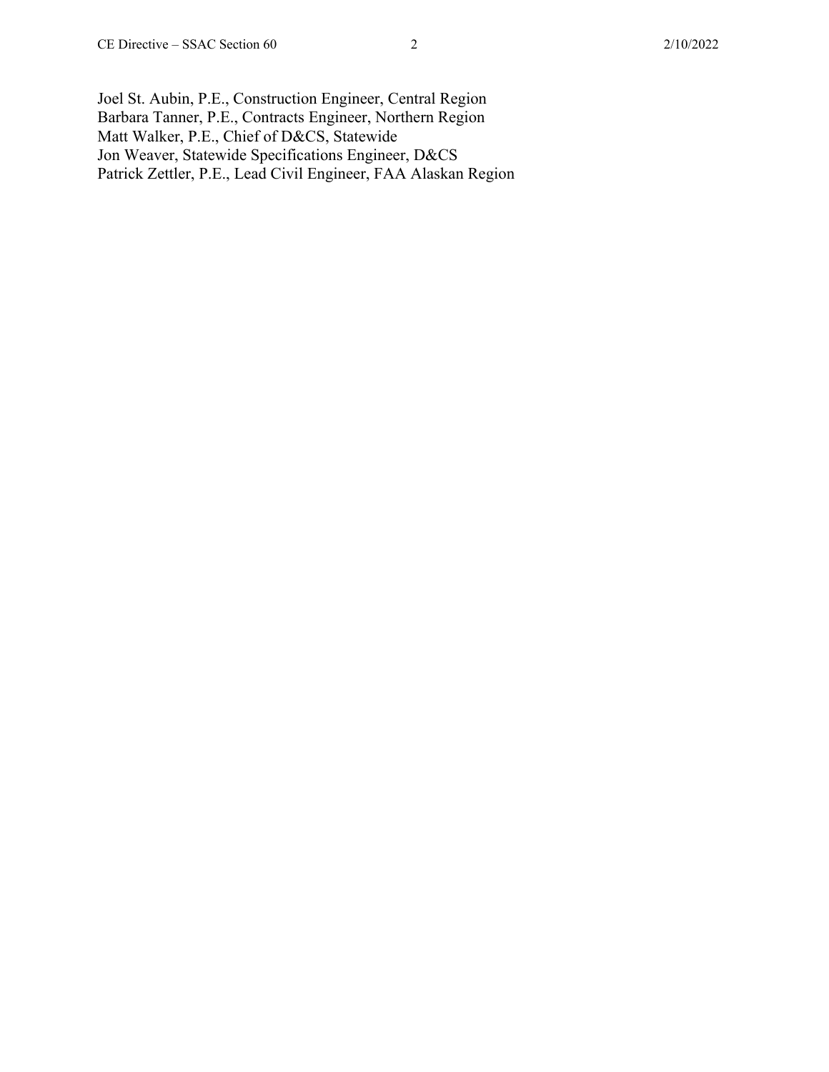Joel St. Aubin, P.E., Construction Engineer, Central Region
Barbara Tanner, P.E., Contracts Engineer, Northern Region
Matt Walker, P.E., Chief of D&CS, Statewide
Jon Weaver, Statewide Specifications Engineer, D&CS
Patrick Zettler, P.E., Lead Civil Engineer, FAA Alaskan Region